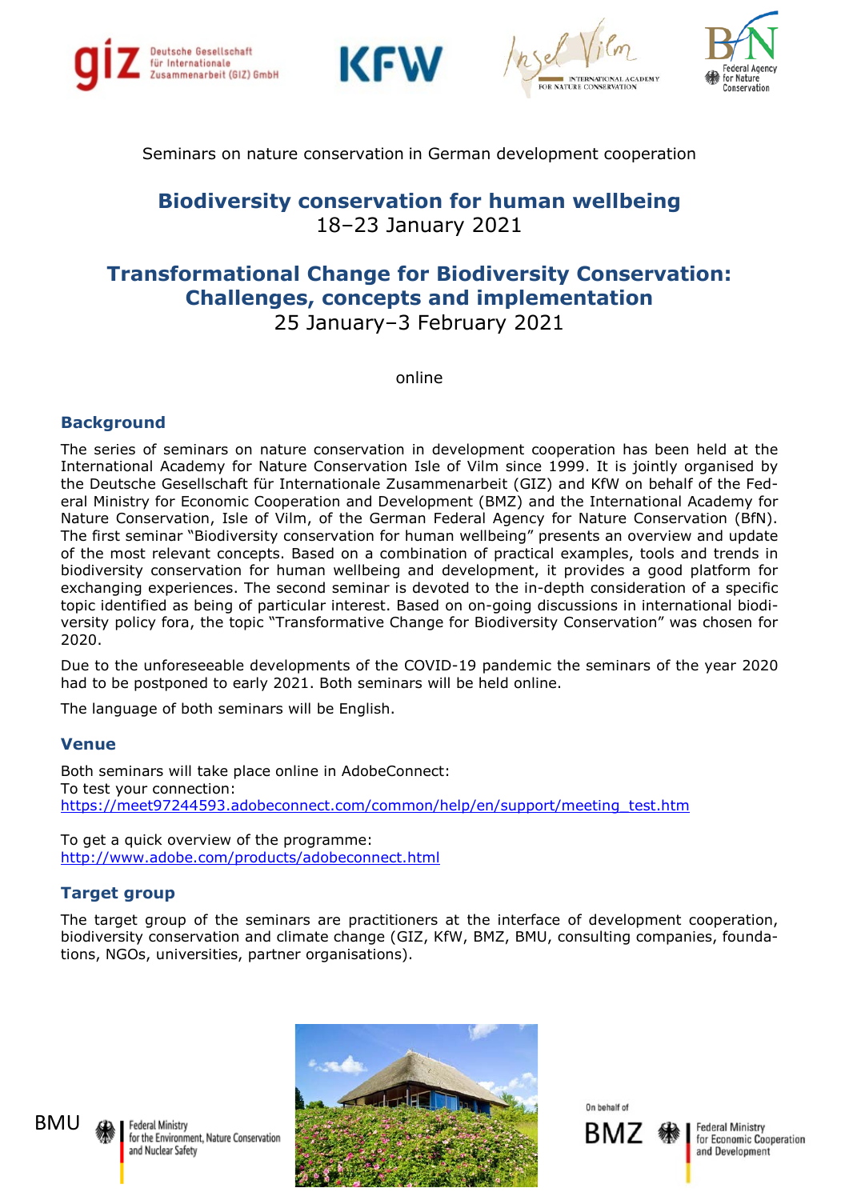Seminars on nature conservation in German development cooperation

# Biodiversity conservation for human wellbeing

18–23 January 2021

# Transformational Change for Biodiversity Conservation: Challenges, concepts and implementation

25 January–3 February 2021

online

## Background

The series of seminars on nature conservation in development cooperation has been held at the International Academy for Nature Conservation Isle of Vilm since 1999. It is jointly organised by the Deutsche Gesellschaft für Internationale Zusammenarbeit (GIZ) and KfW on behalf of the Federal Ministry for Economic Cooperation and Development (BMZ) and the International Academy for Nature Conservation, Isle of Vilm, of the German Federal Agency for Nature Conservation (BfN). The first seminar "Biodiversity conservation for human wellbeing" presents an overview and update of the most relevant concepts. Based on a combination of practical examples, tools and trends in biodiversity conservation for human wellbeing and development, it provides a good platform for exchanging experiences. The second seminar is devoted to the in-depth consideration of a specific topic identified as being of particular interest. Based on on-going discussions in international biodiversity policy fora, the topic "Transformative Change for Biodiversity Conservation" was chosen for 2020.

Due to the unforeseeable developments of the COVID-19 pandemic the seminars of the year 2020 had to be postponed to early 2021. Both seminars will be held online.

The language of both seminars will be English.

## Venue

Both seminars will take place online in AdobeConnect:
To test your connection:
https://meet97244593.adobeconnect.com/common/help/en/support/meeting_test.htm

To get a quick overview of the programme:
http://www.adobe.com/products/adobeconnect.html

## Target group

The target group of the seminars are practitioners at the interface of development cooperation, biodiversity conservation and climate change (GIZ, KfW, BMZ, BMU, consulting companies, foundations, NGOs, universities, partner organisations).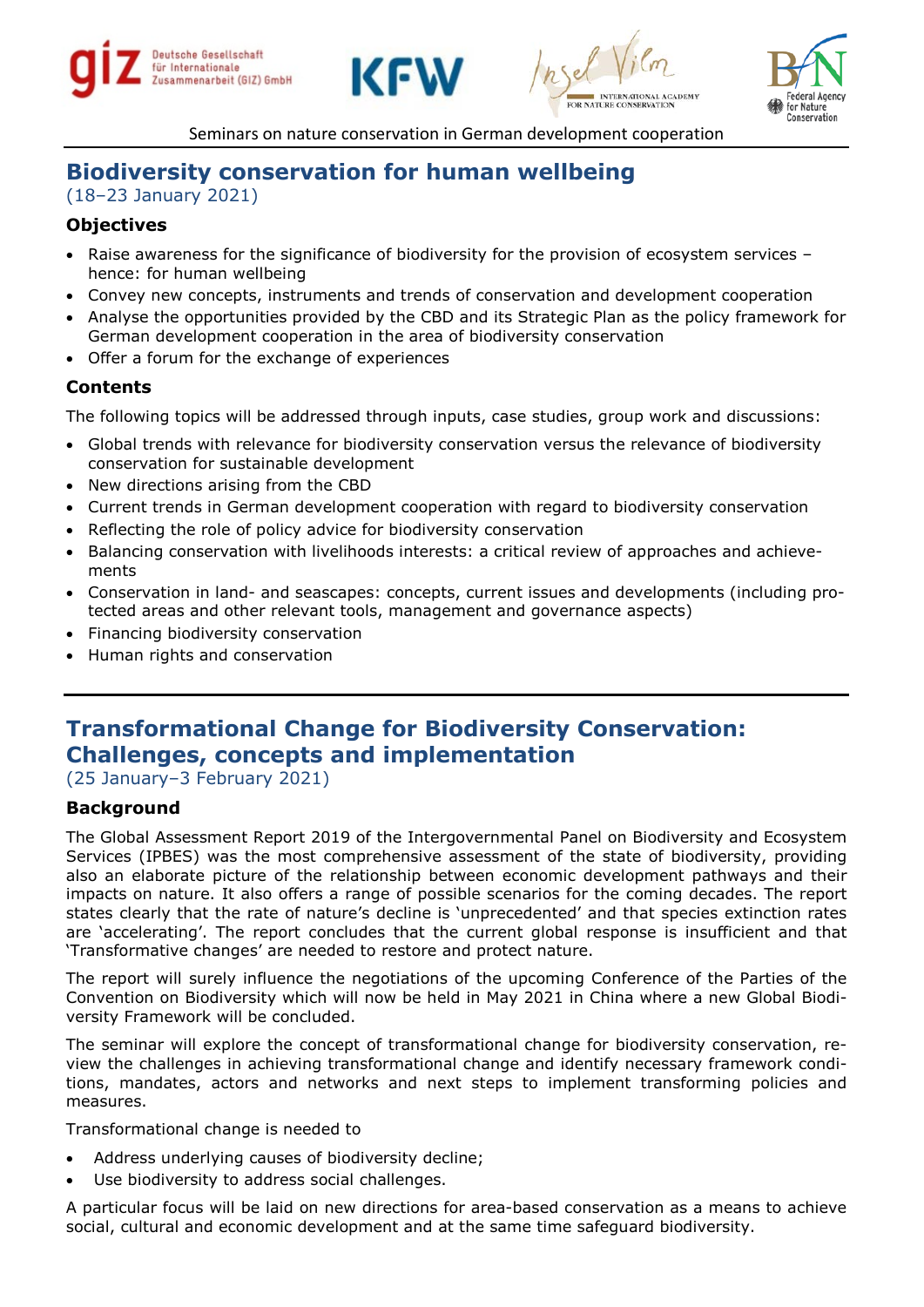## Biodiversity conservation for human wellbeing

(18–23 January 2021)

### Objectives

- Raise awareness for the significance of biodiversity for the provision of ecosystem services – hence: for human wellbeing
- Convey new concepts, instruments and trends of conservation and development cooperation
- Analyse the opportunities provided by the CBD and its Strategic Plan as the policy framework for German development cooperation in the area of biodiversity conservation
- Offer a forum for the exchange of experiences

### Contents

The following topics will be addressed through inputs, case studies, group work and discussions:

- Global trends with relevance for biodiversity conservation versus the relevance of biodiversity conservation for sustainable development
- New directions arising from the CBD
- Current trends in German development cooperation with regard to biodiversity conservation
- Reflecting the role of policy advice for biodiversity conservation
- Balancing conservation with livelihoods interests: a critical review of approaches and achievements
- Conservation in land- and seascapes: concepts, current issues and developments (including protected areas and other relevant tools, management and governance aspects)
- Financing biodiversity conservation
- Human rights and conservation

---

## Transformational Change for Biodiversity Conservation: Challenges, concepts and implementation

(25 January–3 February 2021)

### Background

The Global Assessment Report 2019 of the Intergovernmental Panel on Biodiversity and Ecosystem Services (IPBES) was the most comprehensive assessment of the state of biodiversity, providing also an elaborate picture of the relationship between economic development pathways and their impacts on nature. It also offers a range of possible scenarios for the coming decades. The report states clearly that the rate of nature's decline is 'unprecedented' and that species extinction rates are 'accelerating'. The report concludes that the current global response is insufficient and that 'Transformative changes' are needed to restore and protect nature.

The report will surely influence the negotiations of the upcoming Conference of the Parties of the Convention on Biodiversity which will now be held in May 2021 in China where a new Global Biodiversity Framework will be concluded.

The seminar will explore the concept of transformational change for biodiversity conservation, review the challenges in achieving transformational change and identify necessary framework conditions, mandates, actors and networks and next steps to implement transforming policies and measures.

Transformational change is needed to

- Address underlying causes of biodiversity decline;
- Use biodiversity to address social challenges.

A particular focus will be laid on new directions for area-based conservation as a means to achieve social, cultural and economic development and at the same time safeguard biodiversity.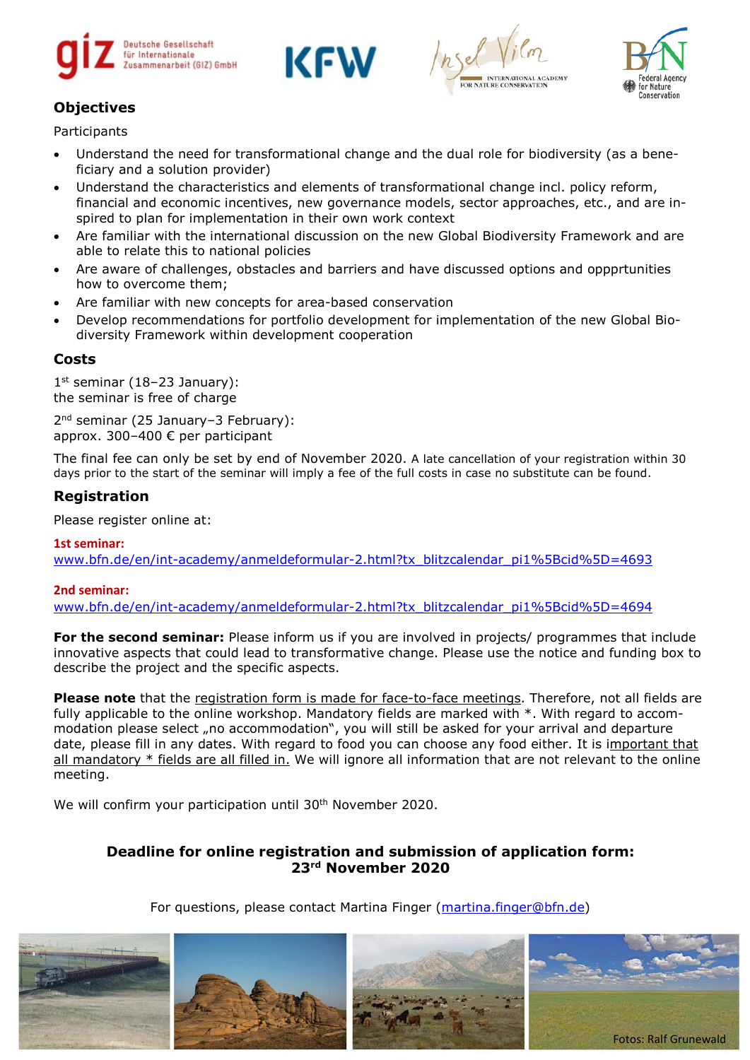## Objectives

Participants

- Understand the need for transformational change and the dual role for biodiversity (as a beneficiary and a solution provider)
- Understand the characteristics and elements of transformational change incl. policy reform, financial and economic incentives, new governance models, sector approaches, etc., and are inspired to plan for implementation in their own work context
- Are familiar with the international discussion on the new Global Biodiversity Framework and are able to relate this to national policies
- Are aware of challenges, obstacles and barriers and have discussed options and oppprtunities how to overcome them;
- Are familiar with new concepts for area-based conservation
- Develop recommendations for portfolio development for implementation of the new Global Biodiversity Framework within development cooperation

## Costs

1st seminar (18–23 January):
the seminar is free of charge

2nd seminar (25 January–3 February):
approx. 300–400 € per participant

The final fee can only be set by end of November 2020. A late cancellation of your registration within 30 days prior to the start of the seminar will imply a fee of the full costs in case no substitute can be found.

## Registration

Please register online at:

**1st seminar:**
www.bfn.de/en/int-academy/anmeldeformular-2.html?tx_blitzcalendar_pi1%5Bcid%5D=4693

**2nd seminar:**
www.bfn.de/en/int-academy/anmeldeformular-2.html?tx_blitzcalendar_pi1%5Bcid%5D=4694

**For the second seminar:** Please inform us if you are involved in projects/ programmes that include innovative aspects that could lead to transformative change. Please use the notice and funding box to describe the project and the specific aspects.

**Please note** that the registration form is made for face-to-face meetings. Therefore, not all fields are fully applicable to the online workshop. Mandatory fields are marked with *. With regard to accommodation please select „no accommodation", you will still be asked for your arrival and departure date, please fill in any dates. With regard to food you can choose any food either. It is important that all mandatory * fields are all filled in. We will ignore all information that are not relevant to the online meeting.

We will confirm your participation until 30th November 2020.

**Deadline for online registration and submission of application form: 23rd November 2020**

For questions, please contact Martina Finger (martina.finger@bfn.de)

Fotos: Ralf Grunewald